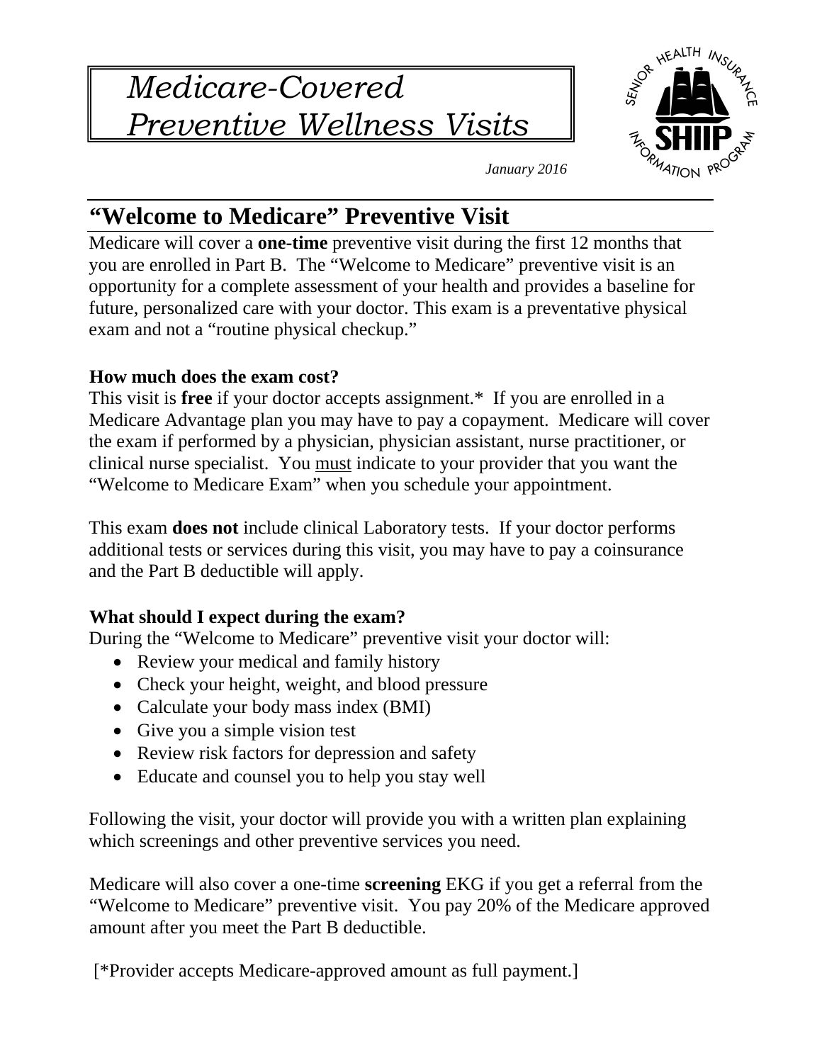# *Medicare-Covered Preventive Wellness Visits*

*January 2016*

## "Welcome to Medicare" Preventive Visit

Medicare will cover a **one-time** preventive visit during the first 12 months that you are enrolled in Part B. The "Welcome to Medicare" preventive visit is an opportunity for a complete assessment of your health and provides a baseline for future, personalized care with your doctor. This exam is a preventative physical exam and not a "routine physical checkup."

**How much does the exam cost?**

This visit is **free** if your doctor accepts assignment.* If you are enrolled in a Medicare Advantage plan you may have to pay a copayment. Medicare will cover the exam if performed by a physician, physician assistant, nurse practitioner, or clinical nurse specialist. You <u>must</u> indicate to your provider that you want the "Welcome to Medicare Exam" when you schedule your appointment.

This exam **does not** include clinical Laboratory tests. If your doctor performs additional tests or services during this visit, you may have to pay a coinsurance and the Part B deductible will apply.

**What should I expect during the exam?**

During the "Welcome to Medicare" preventive visit your doctor will:

- Review your medical and family history
- Check your height, weight, and blood pressure
- Calculate your body mass index (BMI)
- Give you a simple vision test
- Review risk factors for depression and safety
- Educate and counsel you to help you stay well

Following the visit, your doctor will provide you with a written plan explaining which screenings and other preventive services you need.

Medicare will also cover a one-time **screening** EKG if you get a referral from the "Welcome to Medicare" preventive visit. You pay 20% of the Medicare approved amount after you meet the Part B deductible.

[*Provider accepts Medicare-approved amount as full payment.]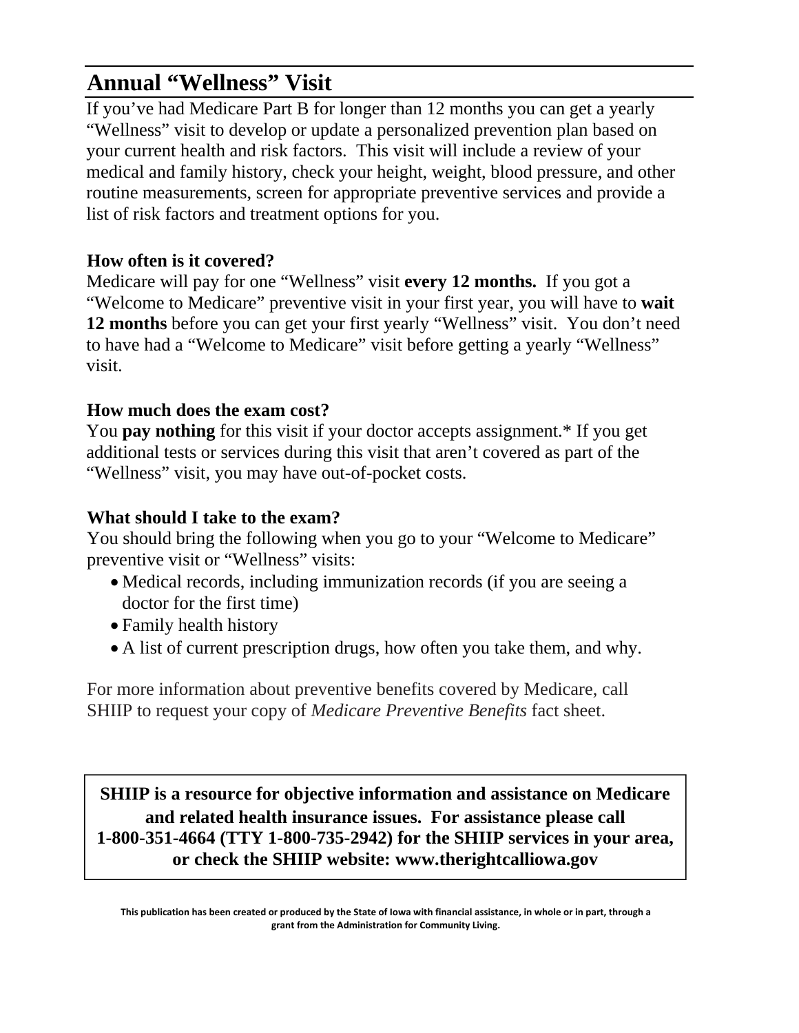## Annual "Wellness" Visit

If you've had Medicare Part B for longer than 12 months you can get a yearly "Wellness" visit to develop or update a personalized prevention plan based on your current health and risk factors. This visit will include a review of your medical and family history, check your height, weight, blood pressure, and other routine measurements, screen for appropriate preventive services and provide a list of risk factors and treatment options for you.

### How often is it covered?

Medicare will pay for one "Wellness" visit **every 12 months.** If you got a "Welcome to Medicare" preventive visit in your first year, you will have to **wait 12 months** before you can get your first yearly "Wellness" visit. You don't need to have had a "Welcome to Medicare" visit before getting a yearly "Wellness" visit.

### How much does the exam cost?

You **pay nothing** for this visit if your doctor accepts assignment.* If you get additional tests or services during this visit that aren't covered as part of the "Wellness" visit, you may have out-of-pocket costs.

### What should I take to the exam?

You should bring the following when you go to your "Welcome to Medicare" preventive visit or "Wellness" visits:

- Medical records, including immunization records (if you are seeing a doctor for the first time)
- Family health history
- A list of current prescription drugs, how often you take them, and why.

For more information about preventive benefits covered by Medicare, call SHIIP to request your copy of *Medicare Preventive Benefits* fact sheet.

**SHIIP is a resource for objective information and assistance on Medicare and related health insurance issues. For assistance please call 1-800-351-4664 (TTY 1-800-735-2942) for the SHIIP services in your area, or check the SHIIP website: www.therightcalliowa.gov**

**This publication has been created or produced by the State of Iowa with financial assistance, in whole or in part, through a grant from the Administration for Community Living.**